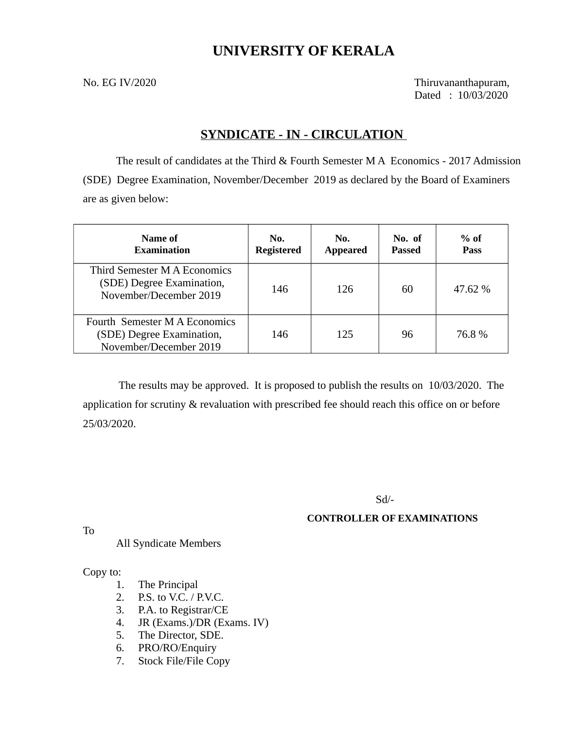# UNIVERSITY OF KERALA

No. EG IV/2020

Thiruvananthapuram,
Dated : 10/03/2020

## SYNDICATE - IN - CIRCULATION

The result of candidates at the Third & Fourth Semester M A Economics - 2017 Admission (SDE) Degree Examination, November/December 2019 as declared by the Board of Examiners are as given below:

| Name of Examination | No. Registered | No. Appeared | No. of Passed | % of Pass |
|---|---|---|---|---|
| Third Semester M A Economics (SDE) Degree Examination, November/December 2019 | 146 | 126 | 60 | 47.62 % |
| Fourth Semester M A Economics (SDE) Degree Examination, November/December 2019 | 146 | 125 | 96 | 76.8 % |

The results may be approved. It is proposed to publish the results on 10/03/2020. The application for scrutiny & revaluation with prescribed fee should reach this office on or before 25/03/2020.

Sd/-

**CONTROLLER OF EXAMINATIONS**

To

All Syndicate Members

Copy to:

1. The Principal
2. P.S. to V.C. / P.V.C.
3. P.A. to Registrar/CE
4. JR (Exams.)/DR (Exams. IV)
5. The Director, SDE.
6. PRO/RO/Enquiry
7. Stock File/File Copy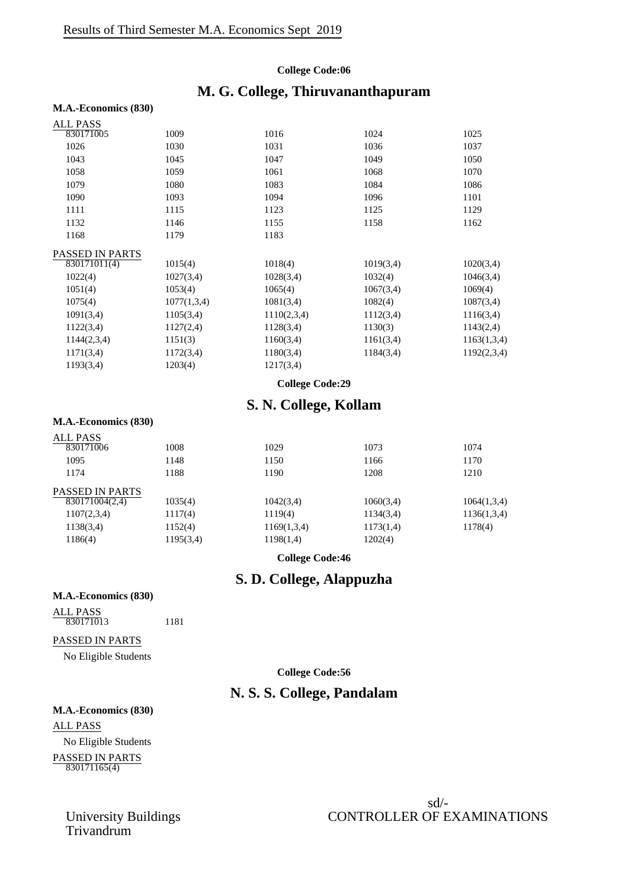Results of Third Semester M.A. Economics Sept 2019

**College Code:06**

## M. G. College, Thiruvananthapuram

**M.A.-Economics (830)**

ALL PASS

| | | | | |
|---|---|---|---|---|
| 830171005 | 1009 | 1016 | 1024 | 1025 |
| 1026 | 1030 | 1031 | 1036 | 1037 |
| 1043 | 1045 | 1047 | 1049 | 1050 |
| 1058 | 1059 | 1061 | 1068 | 1070 |
| 1079 | 1080 | 1083 | 1084 | 1086 |
| 1090 | 1093 | 1094 | 1096 | 1101 |
| 1111 | 1115 | 1123 | 1125 | 1129 |
| 1132 | 1146 | 1155 | 1158 | 1162 |
| 1168 | 1179 | 1183 | | |

PASSED IN PARTS

| | | | | |
|---|---|---|---|---|
| 830171011(4) | 1015(4) | 1018(4) | 1019(3,4) | 1020(3,4) |
| 1022(4) | 1027(3,4) | 1028(3,4) | 1032(4) | 1046(3,4) |
| 1051(4) | 1053(4) | 1065(4) | 1067(3,4) | 1069(4) |
| 1075(4) | 1077(1,3,4) | 1081(3,4) | 1082(4) | 1087(3,4) |
| 1091(3,4) | 1105(3,4) | 1110(2,3,4) | 1112(3,4) | 1116(3,4) |
| 1122(3,4) | 1127(2,4) | 1128(3,4) | 1130(3) | 1143(2,4) |
| 1144(2,3,4) | 1151(3) | 1160(3,4) | 1161(3,4) | 1163(1,3,4) |
| 1171(3,4) | 1172(3,4) | 1180(3,4) | 1184(3,4) | 1192(2,3,4) |
| 1193(3,4) | 1203(4) | 1217(3,4) | | |

**College Code:29**

## S. N. College, Kollam

**M.A.-Economics (830)**

ALL PASS

| | | | | |
|---|---|---|---|---|
| 830171006 | 1008 | 1029 | 1073 | 1074 |
| 1095 | 1148 | 1150 | 1166 | 1170 |
| 1174 | 1188 | 1190 | 1208 | 1210 |

PASSED IN PARTS

| | | | | |
|---|---|---|---|---|
| 830171004(2,4) | 1035(4) | 1042(3,4) | 1060(3,4) | 1064(1,3,4) |
| 1107(2,3,4) | 1117(4) | 1119(4) | 1134(3,4) | 1136(1,3,4) |
| 1138(3,4) | 1152(4) | 1169(1,3,4) | 1173(1,4) | 1178(4) |
| 1186(4) | 1195(3,4) | 1198(1,4) | 1202(4) | |

**College Code:46**

## S. D. College, Alappuzha

**M.A.-Economics (830)**

ALL PASS

| | |
|---|---|
| 830171013 | 1181 |

PASSED IN PARTS

No Eligible Students

**College Code:56**

## N. S. S. College, Pandalam

**M.A.-Economics (830)**

ALL PASS

No Eligible Students

PASSED IN PARTS

830171165(4)

University Buildings
Trivandrum

sd/-
CONTROLLER OF EXAMINATIONS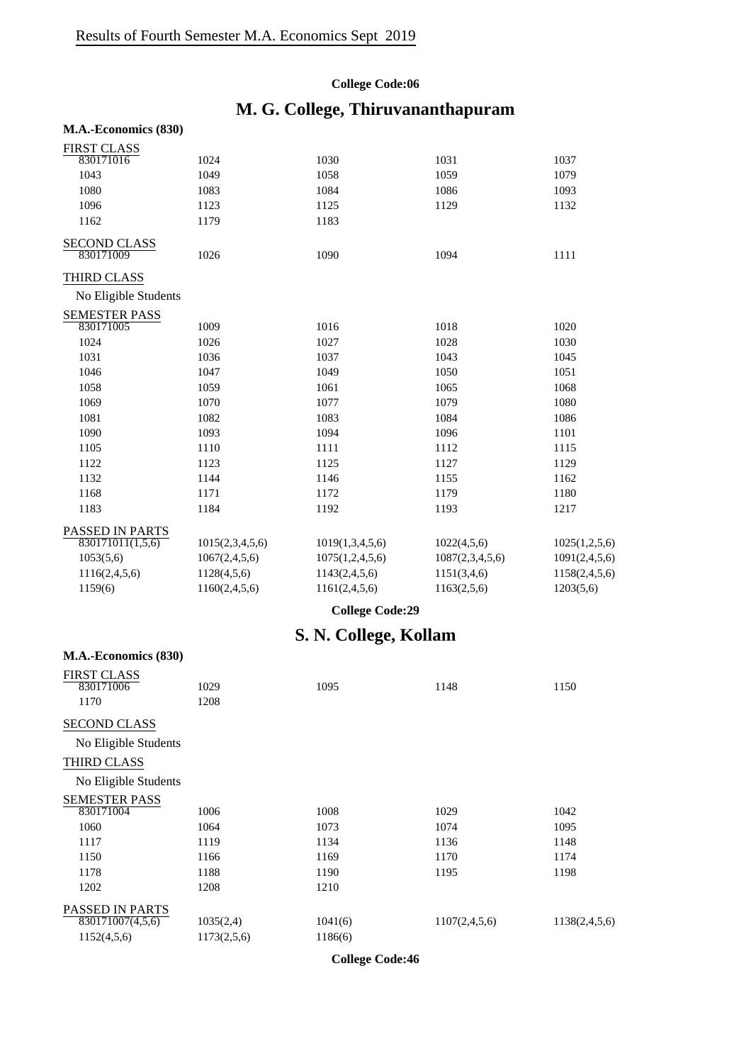Results of Fourth Semester M.A. Economics Sept 2019

**College Code:06**

## M. G. College, Thiruvananthapuram

**M.A.-Economics (830)**

FIRST CLASS

| | | | | |
|---|---|---|---|---|
| 830171016 | 1024 | 1030 | 1031 | 1037 |
| 1043 | 1049 | 1058 | 1059 | 1079 |
| 1080 | 1083 | 1084 | 1086 | 1093 |
| 1096 | 1123 | 1125 | 1129 | 1132 |
| 1162 | 1179 | 1183 | | |

SECOND CLASS

| | | | | |
|---|---|---|---|---|
| 830171009 | 1026 | 1090 | 1094 | 1111 |

THIRD CLASS

No Eligible Students

SEMESTER PASS

| | | | | |
|---|---|---|---|---|
| 830171005 | 1009 | 1016 | 1018 | 1020 |
| 1024 | 1026 | 1027 | 1028 | 1030 |
| 1031 | 1036 | 1037 | 1043 | 1045 |
| 1046 | 1047 | 1049 | 1050 | 1051 |
| 1058 | 1059 | 1061 | 1065 | 1068 |
| 1069 | 1070 | 1077 | 1079 | 1080 |
| 1081 | 1082 | 1083 | 1084 | 1086 |
| 1090 | 1093 | 1094 | 1096 | 1101 |
| 1105 | 1110 | 1111 | 1112 | 1115 |
| 1122 | 1123 | 1125 | 1127 | 1129 |
| 1132 | 1144 | 1146 | 1155 | 1162 |
| 1168 | 1171 | 1172 | 1179 | 1180 |
| 1183 | 1184 | 1192 | 1193 | 1217 |

PASSED IN PARTS

| | | | | |
|---|---|---|---|---|
| 830171011(1,5,6) | 1015(2,3,4,5,6) | 1019(1,3,4,5,6) | 1022(4,5,6) | 1025(1,2,5,6) |
| 1053(5,6) | 1067(2,4,5,6) | 1075(1,2,4,5,6) | 1087(2,3,4,5,6) | 1091(2,4,5,6) |
| 1116(2,4,5,6) | 1128(4,5,6) | 1143(2,4,5,6) | 1151(3,4,6) | 1158(2,4,5,6) |
| 1159(6) | 1160(2,4,5,6) | 1161(2,4,5,6) | 1163(2,5,6) | 1203(5,6) |

**College Code:29**

## S. N. College, Kollam

**M.A.-Economics (830)**

FIRST CLASS

| | | | | |
|---|---|---|---|---|
| 830171006 | 1029 | 1095 | 1148 | 1150 |
| 1170 | 1208 | | | |

SECOND CLASS

No Eligible Students

THIRD CLASS

No Eligible Students

SEMESTER PASS

| | | | | |
|---|---|---|---|---|
| 830171004 | 1006 | 1008 | 1029 | 1042 |
| 1060 | 1064 | 1073 | 1074 | 1095 |
| 1117 | 1119 | 1134 | 1136 | 1148 |
| 1150 | 1166 | 1169 | 1170 | 1174 |
| 1178 | 1188 | 1190 | 1195 | 1198 |
| 1202 | 1208 | 1210 | | |

PASSED IN PARTS

| | | | | |
|---|---|---|---|---|
| 830171007(4,5,6) | 1035(2,4) | 1041(6) | 1107(2,4,5,6) | 1138(2,4,5,6) |
| 1152(4,5,6) | 1173(2,5,6) | 1186(6) | | |

**College Code:46**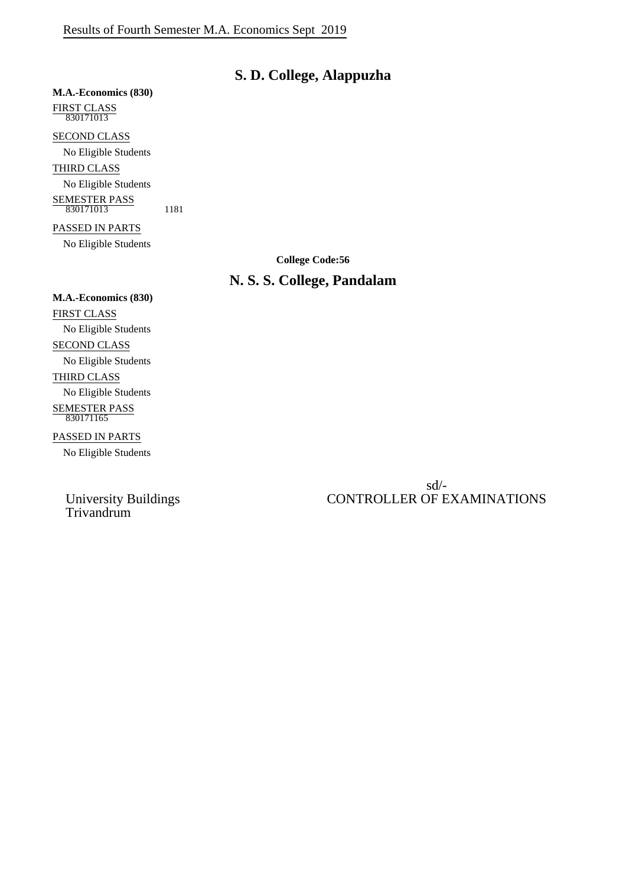Results of Fourth Semester M.A. Economics Sept 2019

## S. D. College, Alappuzha

**M.A.-Economics (830)**

FIRST CLASS

830171013

SECOND CLASS

No Eligible Students

THIRD CLASS

No Eligible Students

SEMESTER PASS

830171013 1181

PASSED IN PARTS

No Eligible Students

**College Code:56**

## N. S. S. College, Pandalam

**M.A.-Economics (830)**

FIRST CLASS

No Eligible Students

SECOND CLASS

No Eligible Students

THIRD CLASS

No Eligible Students

SEMESTER PASS

830171165

PASSED IN PARTS

No Eligible Students

University Buildings
Trivandrum

sd/-
CONTROLLER OF EXAMINATIONS